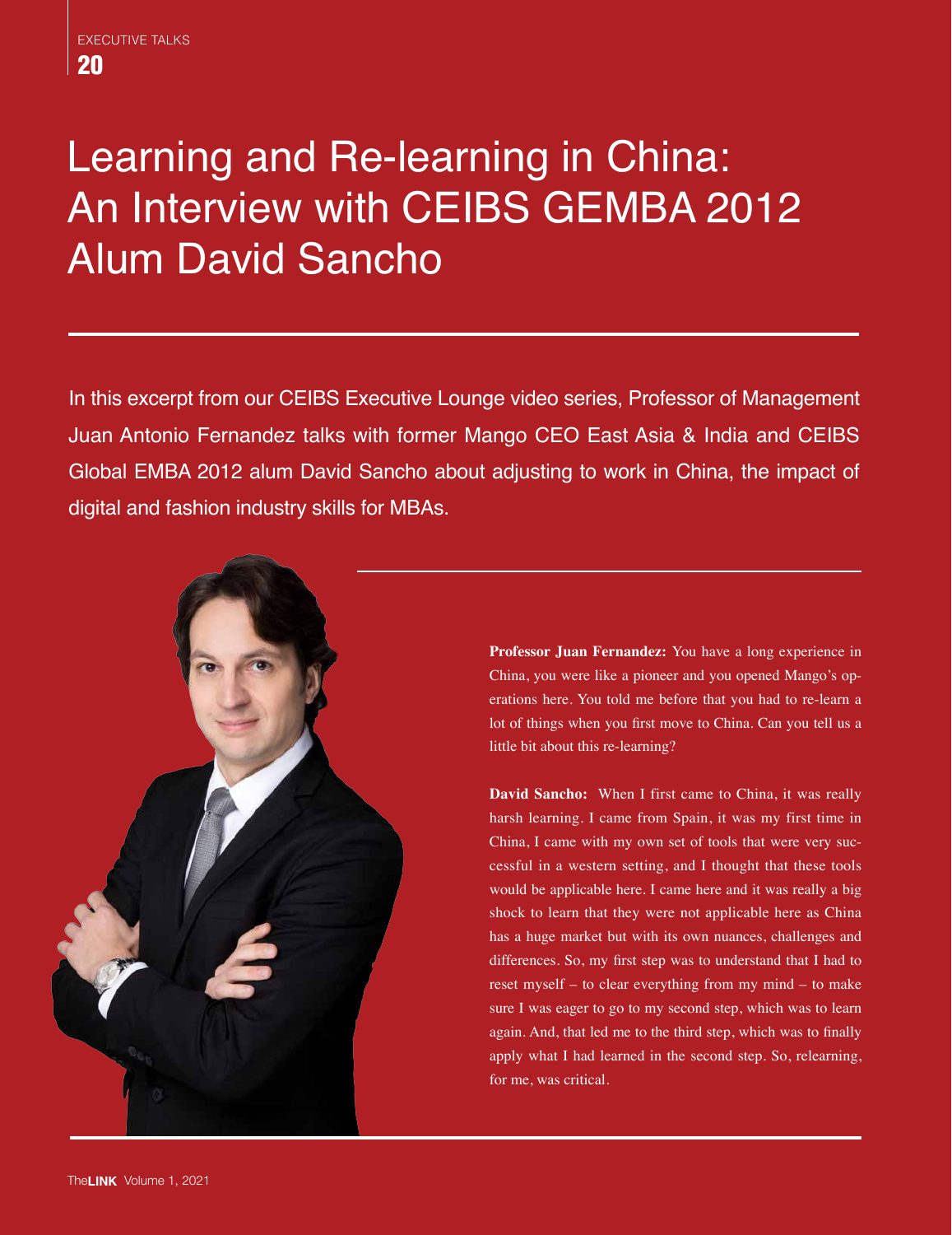# Learning and Re-learning in China: An Interview with CEIBS GEMBA 2012 Alum David Sancho

In this excerpt from our CEIBS Executive Lounge video series, Professor of Management Juan Antonio Fernandez talks with former Mango CEO East Asia & India and CEIBS Global EMBA 2012 alum David Sancho about adjusting to work in China, the impact of digital and fashion industry skills for MBAs.

**Professor Juan Fernandez:** You have a long experience in China, you were like a pioneer and you opened Mango's operations here. You told me before that you had to re-learn a lot of things when you first move to China. Can you tell us a little bit about this re-learning?

**David Sancho:** When I first came to China, it was really harsh learning. I came from Spain, it was my first time in China, I came with my own set of tools that were very successful in a western setting, and I thought that these tools would be applicable here. I came here and it was really a big shock to learn that they were not applicable here as China has a huge market but with its own nuances, challenges and differences. So, my first step was to understand that I had to reset myself – to clear everything from my mind – to make sure I was eager to go to my second step, which was to learn again. And, that led me to the third step, which was to finally apply what I had learned in the second step. So, relearning, for me, was critical.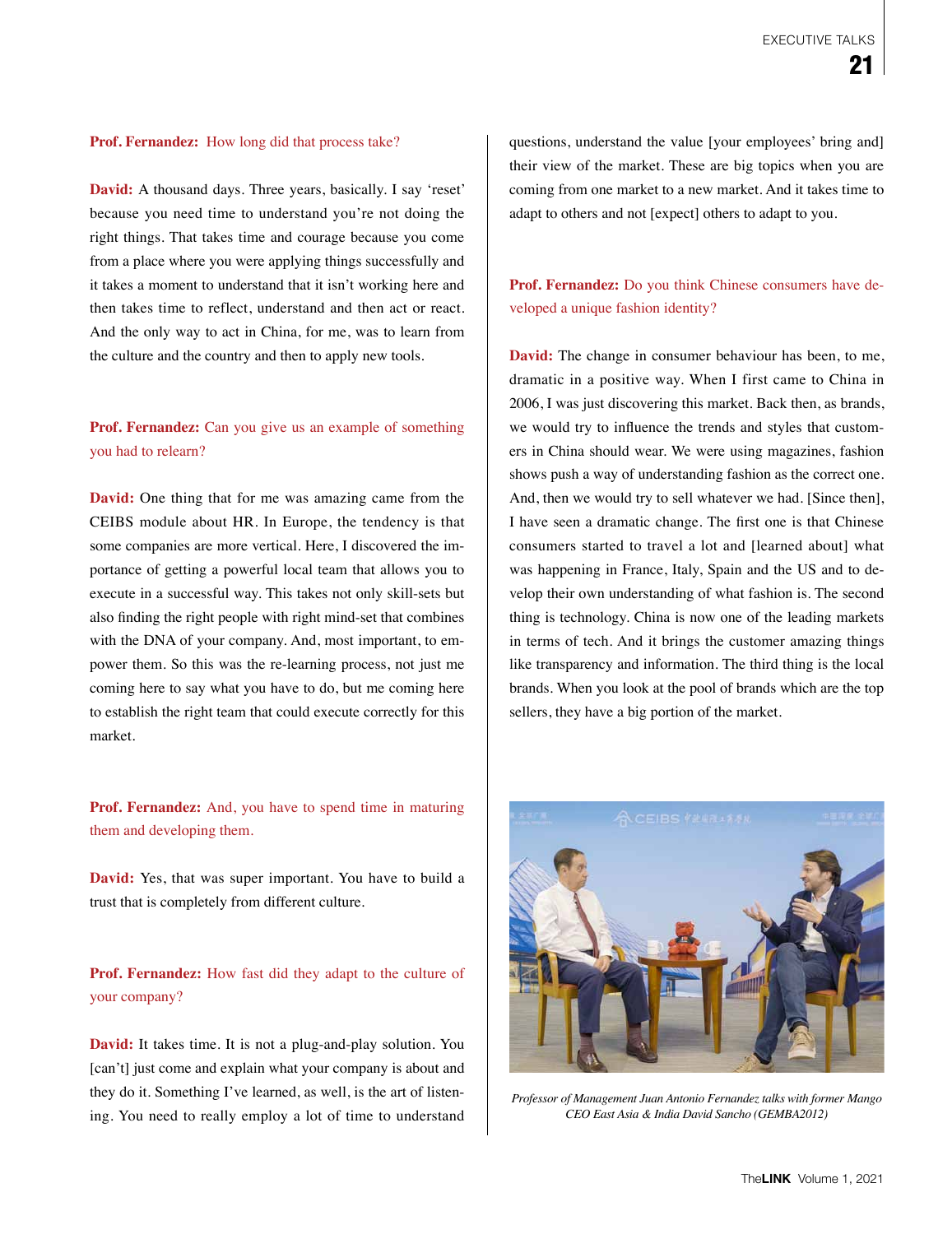**Prof. Fernandez:** How long did that process take?

**David:** A thousand days. Three years, basically. I say 'reset' because you need time to understand you're not doing the right things. That takes time and courage because you come from a place where you were applying things successfully and it takes a moment to understand that it isn't working here and then takes time to reflect, understand and then act or react. And the only way to act in China, for me, was to learn from the culture and the country and then to apply new tools.

**Prof. Fernandez:** Can you give us an example of something you had to relearn?

**David:** One thing that for me was amazing came from the CEIBS module about HR. In Europe, the tendency is that some companies are more vertical. Here, I discovered the importance of getting a powerful local team that allows you to execute in a successful way. This takes not only skill-sets but also finding the right people with right mind-set that combines with the DNA of your company. And, most important, to empower them. So this was the re-learning process, not just me coming here to say what you have to do, but me coming here to establish the right team that could execute correctly for this market.

**Prof. Fernandez:** And, you have to spend time in maturing them and developing them.

**David:** Yes, that was super important. You have to build a trust that is completely from different culture.

**Prof. Fernandez:** How fast did they adapt to the culture of your company?

**David:** It takes time. It is not a plug-and-play solution. You [can't] just come and explain what your company is about and they do it. Something I've learned, as well, is the art of listening. You need to really employ a lot of time to understand questions, understand the value [your employees' bring and] their view of the market. These are big topics when you are coming from one market to a new market. And it takes time to adapt to others and not [expect] others to adapt to you.

**Prof. Fernandez:** Do you think Chinese consumers have developed a unique fashion identity?

**David:** The change in consumer behaviour has been, to me, dramatic in a positive way. When I first came to China in 2006, I was just discovering this market. Back then, as brands, we would try to influence the trends and styles that customers in China should wear. We were using magazines, fashion shows push a way of understanding fashion as the correct one. And, then we would try to sell whatever we had. [Since then], I have seen a dramatic change. The first one is that Chinese consumers started to travel a lot and [learned about] what was happening in France, Italy, Spain and the US and to develop their own understanding of what fashion is. The second thing is technology. China is now one of the leading markets in terms of tech. And it brings the customer amazing things like transparency and information. The third thing is the local brands. When you look at the pool of brands which are the top sellers, they have a big portion of the market.

*Professor of Management Juan Antonio Fernandez talks with former Mango CEO East Asia & India David Sancho (GEMBA2012)*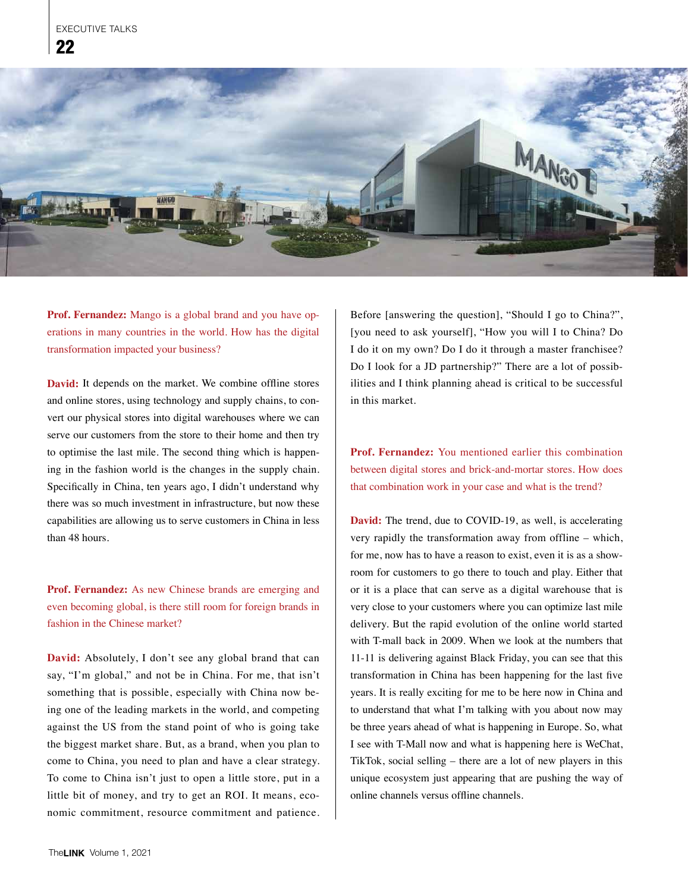**Prof. Fernandez:** Mango is a global brand and you have operations in many countries in the world. How has the digital transformation impacted your business?

**David:** It depends on the market. We combine offline stores and online stores, using technology and supply chains, to convert our physical stores into digital warehouses where we can serve our customers from the store to their home and then try to optimise the last mile. The second thing which is happening in the fashion world is the changes in the supply chain. Specifically in China, ten years ago, I didn't understand why there was so much investment in infrastructure, but now these capabilities are allowing us to serve customers in China in less than 48 hours.

**Prof. Fernandez:** As new Chinese brands are emerging and even becoming global, is there still room for foreign brands in fashion in the Chinese market?

**David:** Absolutely, I don't see any global brand that can say, "I'm global," and not be in China. For me, that isn't something that is possible, especially with China now being one of the leading markets in the world, and competing against the US from the stand point of who is going take the biggest market share. But, as a brand, when you plan to come to China, you need to plan and have a clear strategy. To come to China isn't just to open a little store, put in a little bit of money, and try to get an ROI. It means, economic commitment, resource commitment and patience. Before [answering the question], "Should I go to China?", [you need to ask yourself], "How you will I to China? Do I do it on my own? Do I do it through a master franchisee? Do I look for a JD partnership?" There are a lot of possibilities and I think planning ahead is critical to be successful in this market.

**Prof. Fernandez:** You mentioned earlier this combination between digital stores and brick-and-mortar stores. How does that combination work in your case and what is the trend?

**David:** The trend, due to COVID-19, as well, is accelerating very rapidly the transformation away from offline – which, for me, now has to have a reason to exist, even it is as a showroom for customers to go there to touch and play. Either that or it is a place that can serve as a digital warehouse that is very close to your customers where you can optimize last mile delivery. But the rapid evolution of the online world started with T-mall back in 2009. When we look at the numbers that 11-11 is delivering against Black Friday, you can see that this transformation in China has been happening for the last five years. It is really exciting for me to be here now in China and to understand that what I'm talking with you about now may be three years ahead of what is happening in Europe. So, what I see with T-Mall now and what is happening here is WeChat, TikTok, social selling – there are a lot of new players in this unique ecosystem just appearing that are pushing the way of online channels versus offline channels.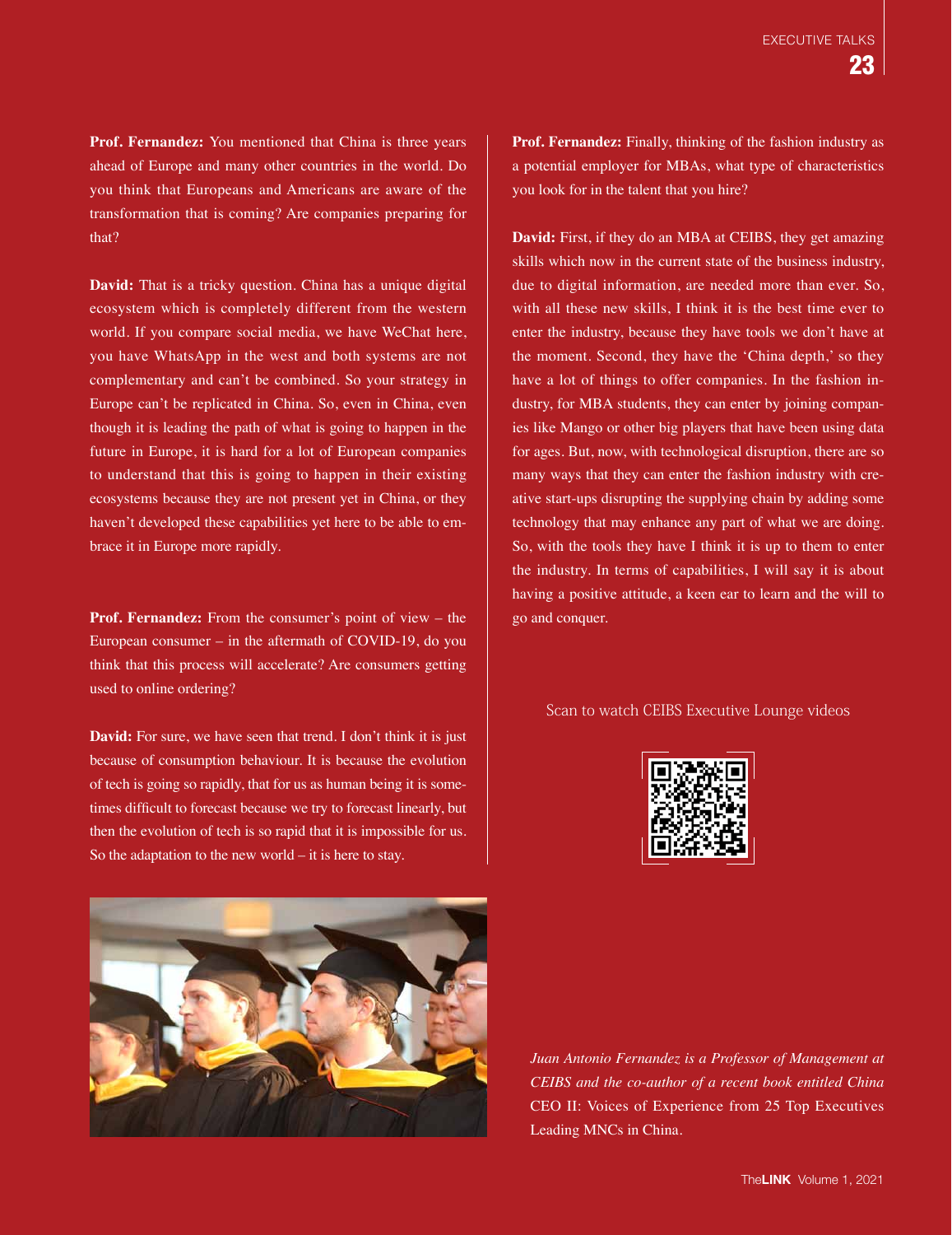**Prof. Fernandez:** You mentioned that China is three years ahead of Europe and many other countries in the world. Do you think that Europeans and Americans are aware of the transformation that is coming? Are companies preparing for that?

**David:** That is a tricky question. China has a unique digital ecosystem which is completely different from the western world. If you compare social media, we have WeChat here, you have WhatsApp in the west and both systems are not complementary and can't be combined. So your strategy in Europe can't be replicated in China. So, even in China, even though it is leading the path of what is going to happen in the future in Europe, it is hard for a lot of European companies to understand that this is going to happen in their existing ecosystems because they are not present yet in China, or they haven't developed these capabilities yet here to be able to embrace it in Europe more rapidly.

**Prof. Fernandez:** From the consumer's point of view – the European consumer – in the aftermath of COVID-19, do you think that this process will accelerate? Are consumers getting used to online ordering?

**David:** For sure, we have seen that trend. I don't think it is just because of consumption behaviour. It is because the evolution of tech is going so rapidly, that for us as human being it is sometimes difficult to forecast because we try to forecast linearly, but then the evolution of tech is so rapid that it is impossible for us. So the adaptation to the new world – it is here to stay.

**Prof. Fernandez:** Finally, thinking of the fashion industry as a potential employer for MBAs, what type of characteristics you look for in the talent that you hire?

**David:** First, if they do an MBA at CEIBS, they get amazing skills which now in the current state of the business industry, due to digital information, are needed more than ever. So, with all these new skills, I think it is the best time ever to enter the industry, because they have tools we don't have at the moment. Second, they have the 'China depth,' so they have a lot of things to offer companies. In the fashion industry, for MBA students, they can enter by joining companies like Mango or other big players that have been using data for ages. But, now, with technological disruption, there are so many ways that they can enter the fashion industry with creative start-ups disrupting the supplying chain by adding some technology that may enhance any part of what we are doing. So, with the tools they have I think it is up to them to enter the industry. In terms of capabilities, I will say it is about having a positive attitude, a keen ear to learn and the will to go and conquer.

Scan to watch CEIBS Executive Lounge videos

*Juan Antonio Fernandez is a Professor of Management at CEIBS and the co-author of a recent book entitled China* CEO II: Voices of Experience from 25 Top Executives Leading MNCs in China.